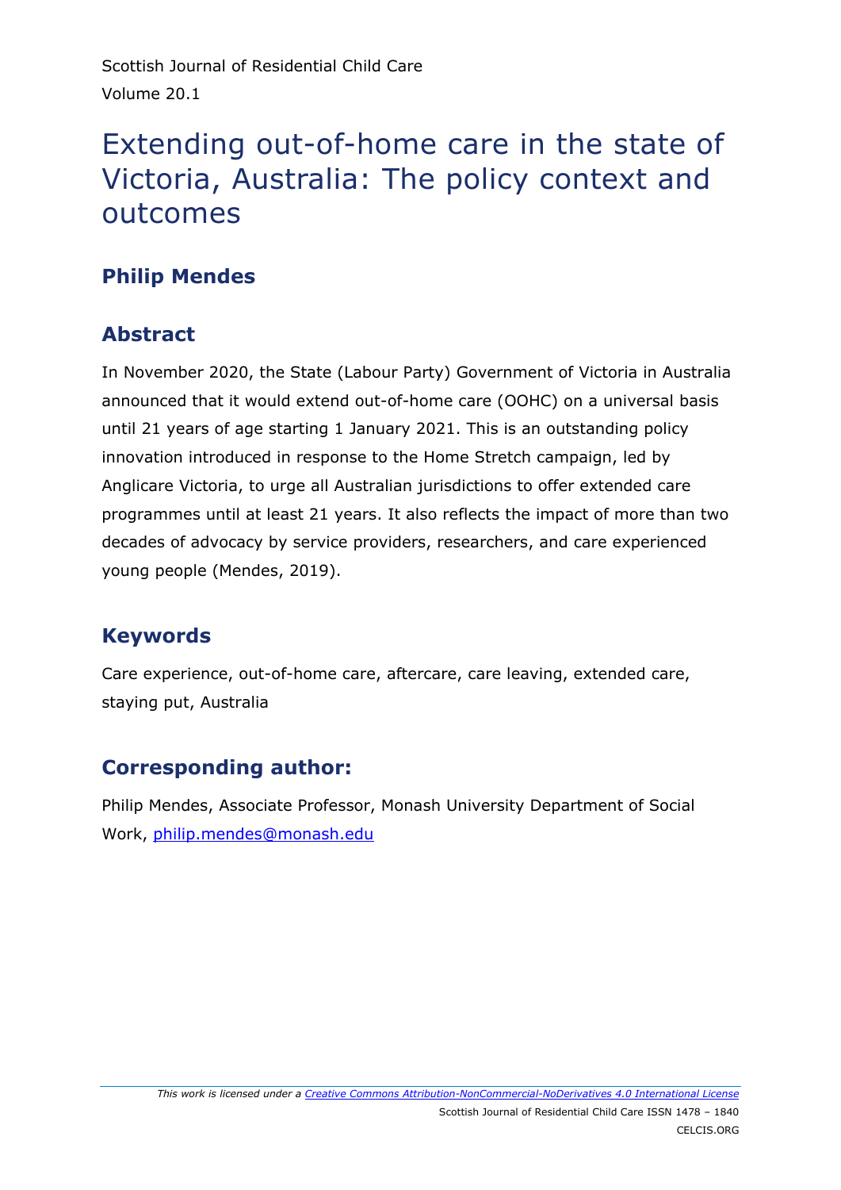# Extending out-of-home care in the state of Victoria, Australia: The policy context and outcomes

## Philip Mendes

## Abstract

In November 2020, the State (Labour Party) Government of Victoria in Australia announced that it would extend out-of-home care (OOHC) on a universal basis until 21 years of age starting 1 January 2021. This is an outstanding policy innovation introduced in response to the Home Stretch campaign, led by Anglicare Victoria, to urge all Australian jurisdictions to offer extended care programmes until at least 21 years. It also reflects the impact of more than two decades of advocacy by service providers, researchers, and care experienced young people (Mendes, 2019).

## Keywords

Care experience, out-of-home care, aftercare, care leaving, extended care, staying put, Australia

## Corresponding author:

Philip Mendes, Associate Professor, Monash University Department of Social Work, philip.mendes@monash.edu

*This work is licensed under a Creative Commons Attribution-NonCommercial-NoDerivatives 4.0 International License*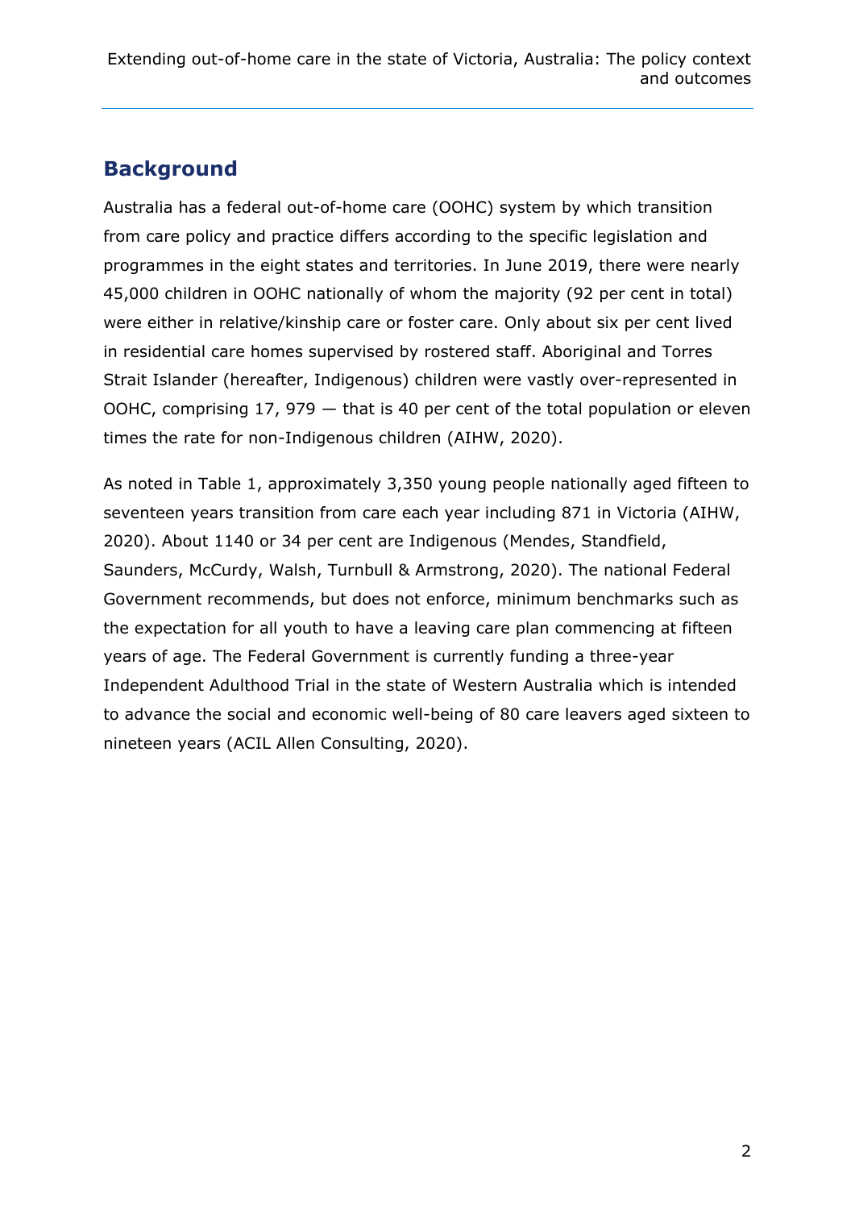## Background

Australia has a federal out-of-home care (OOHC) system by which transition from care policy and practice differs according to the specific legislation and programmes in the eight states and territories. In June 2019, there were nearly 45,000 children in OOHC nationally of whom the majority (92 per cent in total) were either in relative/kinship care or foster care. Only about six per cent lived in residential care homes supervised by rostered staff. Aboriginal and Torres Strait Islander (hereafter, Indigenous) children were vastly over-represented in OOHC, comprising 17, 979 — that is 40 per cent of the total population or eleven times the rate for non-Indigenous children (AIHW, 2020).

As noted in Table 1, approximately 3,350 young people nationally aged fifteen to seventeen years transition from care each year including 871 in Victoria (AIHW, 2020). About 1140 or 34 per cent are Indigenous (Mendes, Standfield, Saunders, McCurdy, Walsh, Turnbull & Armstrong, 2020). The national Federal Government recommends, but does not enforce, minimum benchmarks such as the expectation for all youth to have a leaving care plan commencing at fifteen years of age. The Federal Government is currently funding a three-year Independent Adulthood Trial in the state of Western Australia which is intended to advance the social and economic well-being of 80 care leavers aged sixteen to nineteen years (ACIL Allen Consulting, 2020).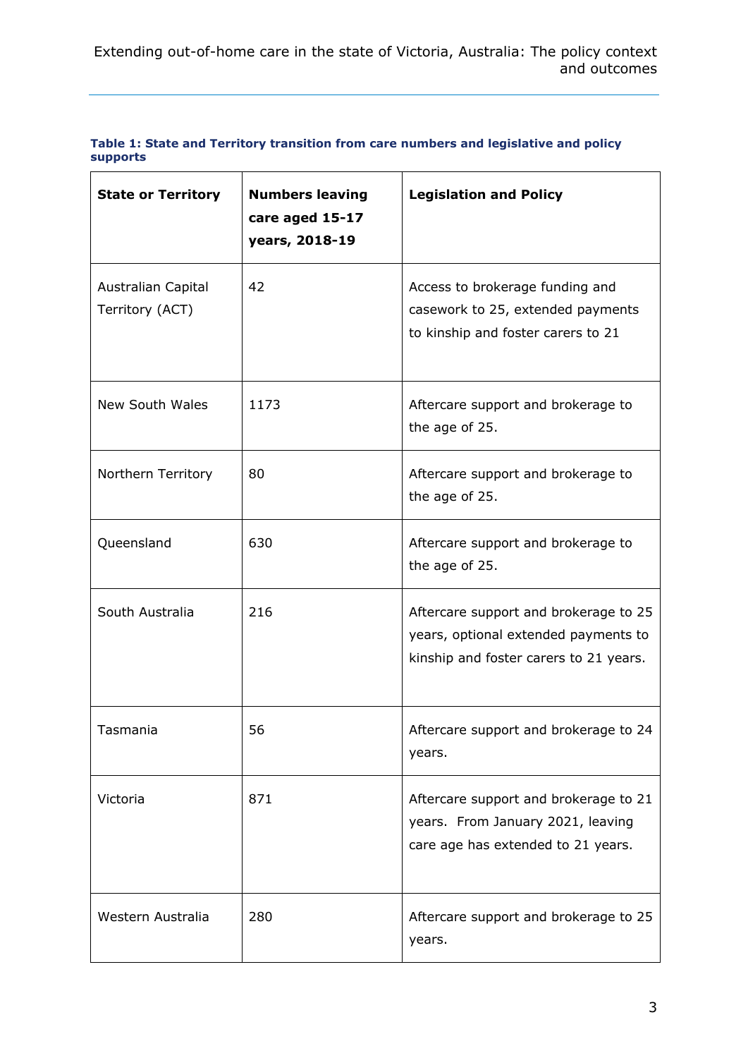**Table 1: State and Territory transition from care numbers and legislative and policy supports**

| State or Territory | Numbers leaving care aged 15-17 years, 2018-19 | Legislation and Policy |
|---|---|---|
| Australian Capital Territory (ACT) | 42 | Access to brokerage funding and casework to 25, extended payments to kinship and foster carers to 21 |
| New South Wales | 1173 | Aftercare support and brokerage to the age of 25. |
| Northern Territory | 80 | Aftercare support and brokerage to the age of 25. |
| Queensland | 630 | Aftercare support and brokerage to the age of 25. |
| South Australia | 216 | Aftercare support and brokerage to 25 years, optional extended payments to kinship and foster carers to 21 years. |
| Tasmania | 56 | Aftercare support and brokerage to 24 years. |
| Victoria | 871 | Aftercare support and brokerage to 21 years. From January 2021, leaving care age has extended to 21 years. |
| Western Australia | 280 | Aftercare support and brokerage to 25 years. |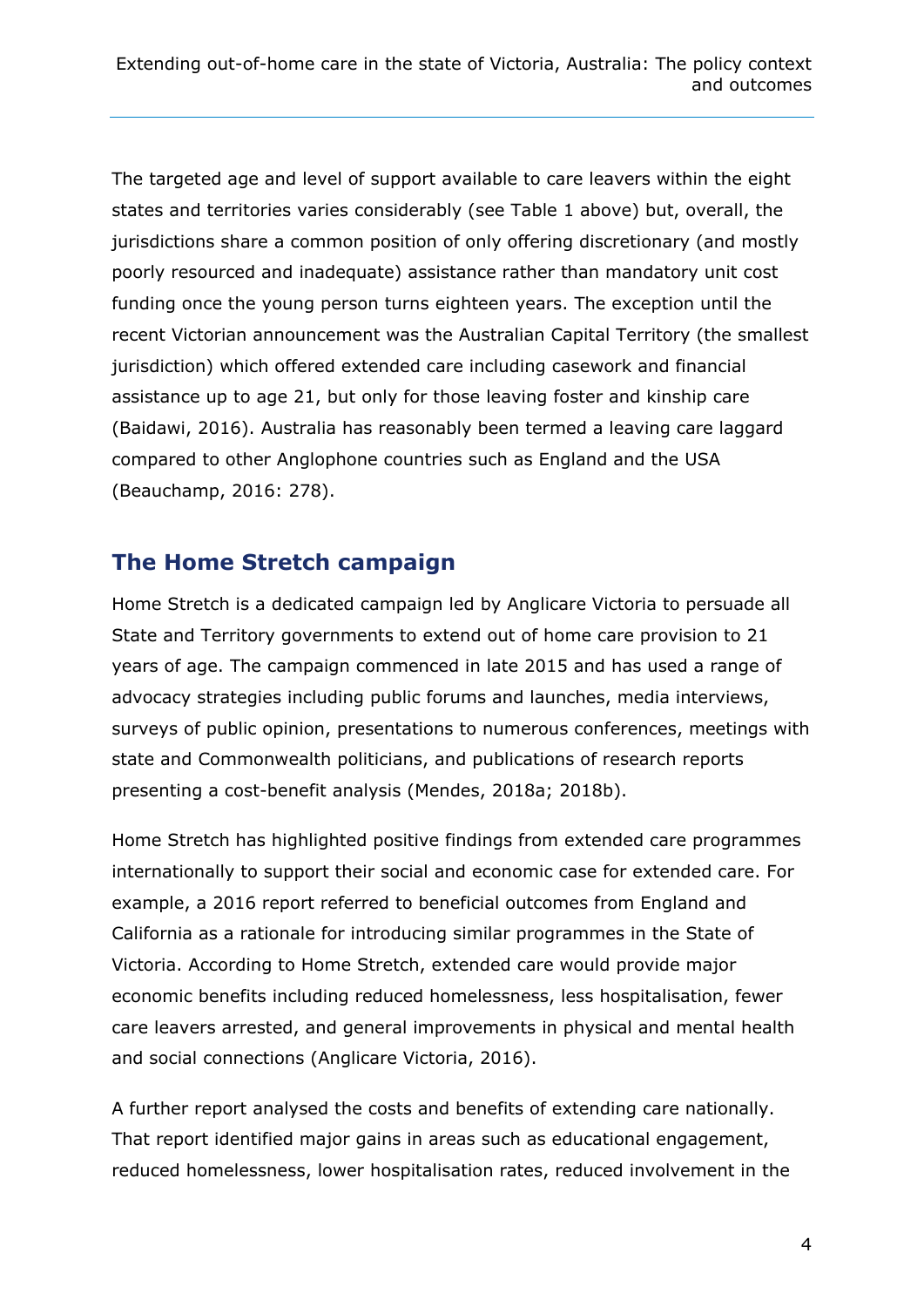The targeted age and level of support available to care leavers within the eight states and territories varies considerably (see Table 1 above) but, overall, the jurisdictions share a common position of only offering discretionary (and mostly poorly resourced and inadequate) assistance rather than mandatory unit cost funding once the young person turns eighteen years. The exception until the recent Victorian announcement was the Australian Capital Territory (the smallest jurisdiction) which offered extended care including casework and financial assistance up to age 21, but only for those leaving foster and kinship care (Baidawi, 2016). Australia has reasonably been termed a leaving care laggard compared to other Anglophone countries such as England and the USA (Beauchamp, 2016: 278).

## The Home Stretch campaign

Home Stretch is a dedicated campaign led by Anglicare Victoria to persuade all State and Territory governments to extend out of home care provision to 21 years of age. The campaign commenced in late 2015 and has used a range of advocacy strategies including public forums and launches, media interviews, surveys of public opinion, presentations to numerous conferences, meetings with state and Commonwealth politicians, and publications of research reports presenting a cost-benefit analysis (Mendes, 2018a; 2018b).

Home Stretch has highlighted positive findings from extended care programmes internationally to support their social and economic case for extended care. For example, a 2016 report referred to beneficial outcomes from England and California as a rationale for introducing similar programmes in the State of Victoria. According to Home Stretch, extended care would provide major economic benefits including reduced homelessness, less hospitalisation, fewer care leavers arrested, and general improvements in physical and mental health and social connections (Anglicare Victoria, 2016).

A further report analysed the costs and benefits of extending care nationally. That report identified major gains in areas such as educational engagement, reduced homelessness, lower hospitalisation rates, reduced involvement in the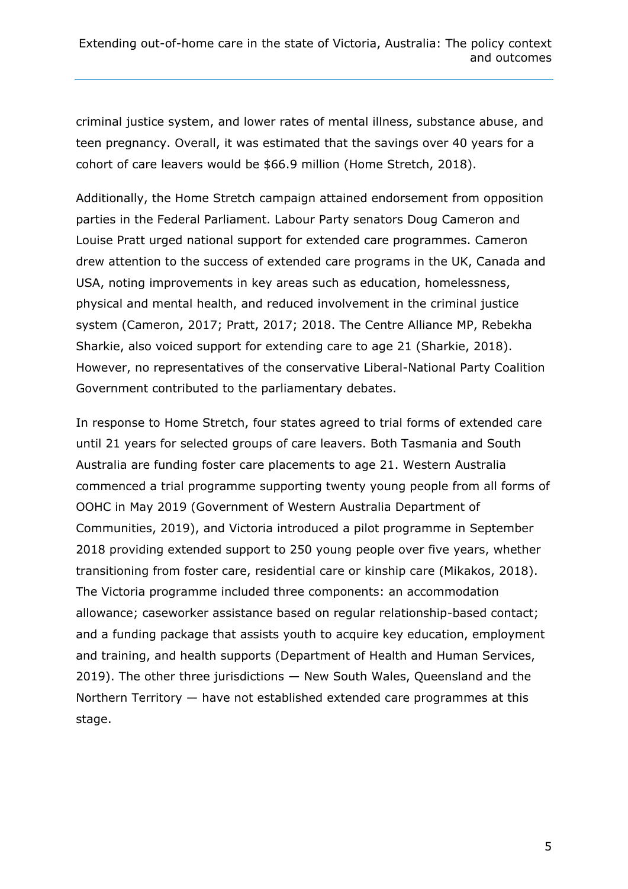criminal justice system, and lower rates of mental illness, substance abuse, and teen pregnancy. Overall, it was estimated that the savings over 40 years for a cohort of care leavers would be $66.9 million (Home Stretch, 2018).

Additionally, the Home Stretch campaign attained endorsement from opposition parties in the Federal Parliament. Labour Party senators Doug Cameron and Louise Pratt urged national support for extended care programmes. Cameron drew attention to the success of extended care programs in the UK, Canada and USA, noting improvements in key areas such as education, homelessness, physical and mental health, and reduced involvement in the criminal justice system (Cameron, 2017; Pratt, 2017; 2018. The Centre Alliance MP, Rebekha Sharkie, also voiced support for extending care to age 21 (Sharkie, 2018). However, no representatives of the conservative Liberal-National Party Coalition Government contributed to the parliamentary debates.

In response to Home Stretch, four states agreed to trial forms of extended care until 21 years for selected groups of care leavers. Both Tasmania and South Australia are funding foster care placements to age 21. Western Australia commenced a trial programme supporting twenty young people from all forms of OOHC in May 2019 (Government of Western Australia Department of Communities, 2019), and Victoria introduced a pilot programme in September 2018 providing extended support to 250 young people over five years, whether transitioning from foster care, residential care or kinship care (Mikakos, 2018). The Victoria programme included three components: an accommodation allowance; caseworker assistance based on regular relationship-based contact; and a funding package that assists youth to acquire key education, employment and training, and health supports (Department of Health and Human Services, 2019). The other three jurisdictions — New South Wales, Queensland and the Northern Territory — have not established extended care programmes at this stage.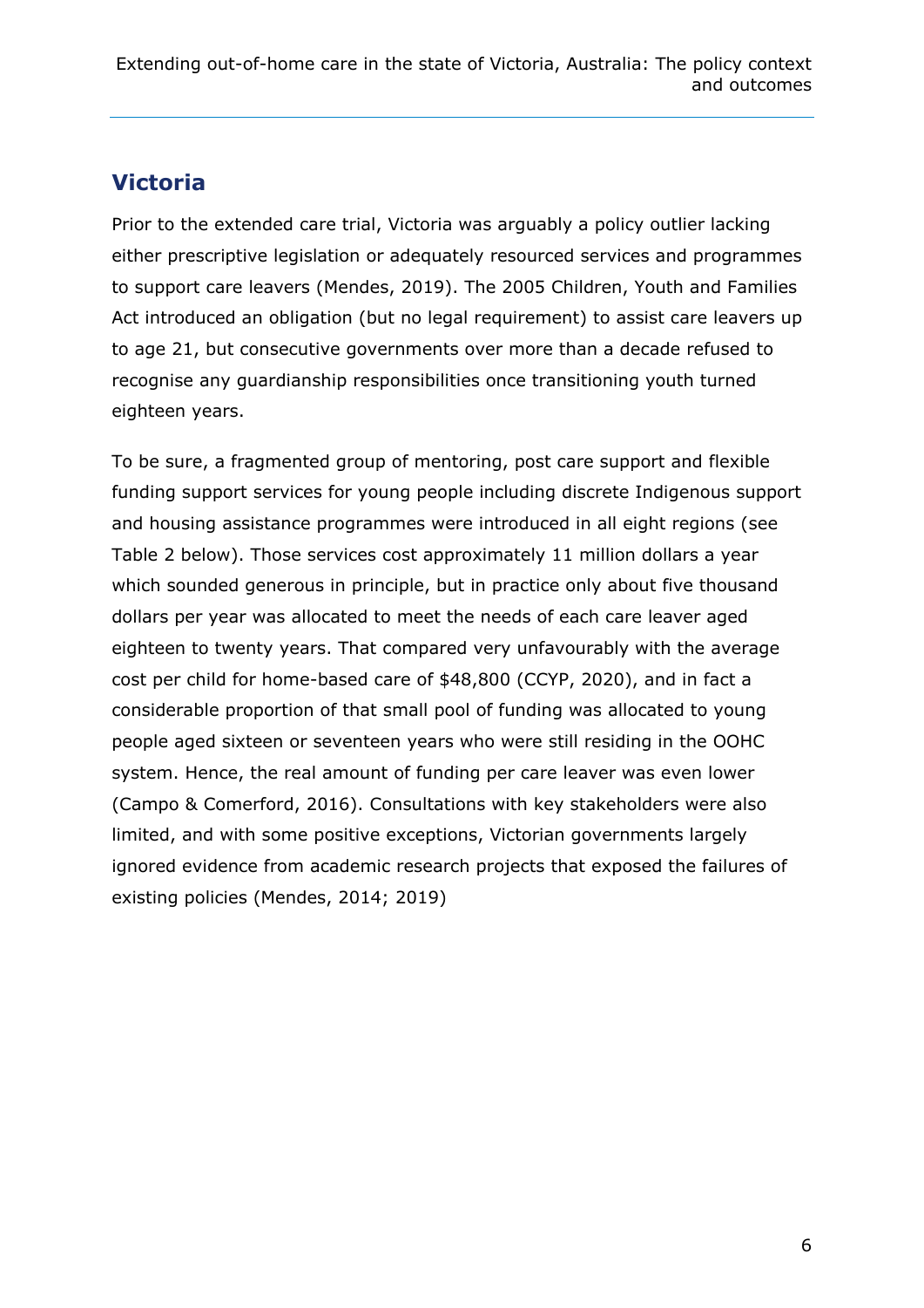## Victoria

Prior to the extended care trial, Victoria was arguably a policy outlier lacking either prescriptive legislation or adequately resourced services and programmes to support care leavers (Mendes, 2019). The 2005 Children, Youth and Families Act introduced an obligation (but no legal requirement) to assist care leavers up to age 21, but consecutive governments over more than a decade refused to recognise any guardianship responsibilities once transitioning youth turned eighteen years.

To be sure, a fragmented group of mentoring, post care support and flexible funding support services for young people including discrete Indigenous support and housing assistance programmes were introduced in all eight regions (see Table 2 below). Those services cost approximately 11 million dollars a year which sounded generous in principle, but in practice only about five thousand dollars per year was allocated to meet the needs of each care leaver aged eighteen to twenty years. That compared very unfavourably with the average cost per child for home-based care of $48,800 (CCYP, 2020), and in fact a considerable proportion of that small pool of funding was allocated to young people aged sixteen or seventeen years who were still residing in the OOHC system. Hence, the real amount of funding per care leaver was even lower (Campo & Comerford, 2016). Consultations with key stakeholders were also limited, and with some positive exceptions, Victorian governments largely ignored evidence from academic research projects that exposed the failures of existing policies (Mendes, 2014; 2019)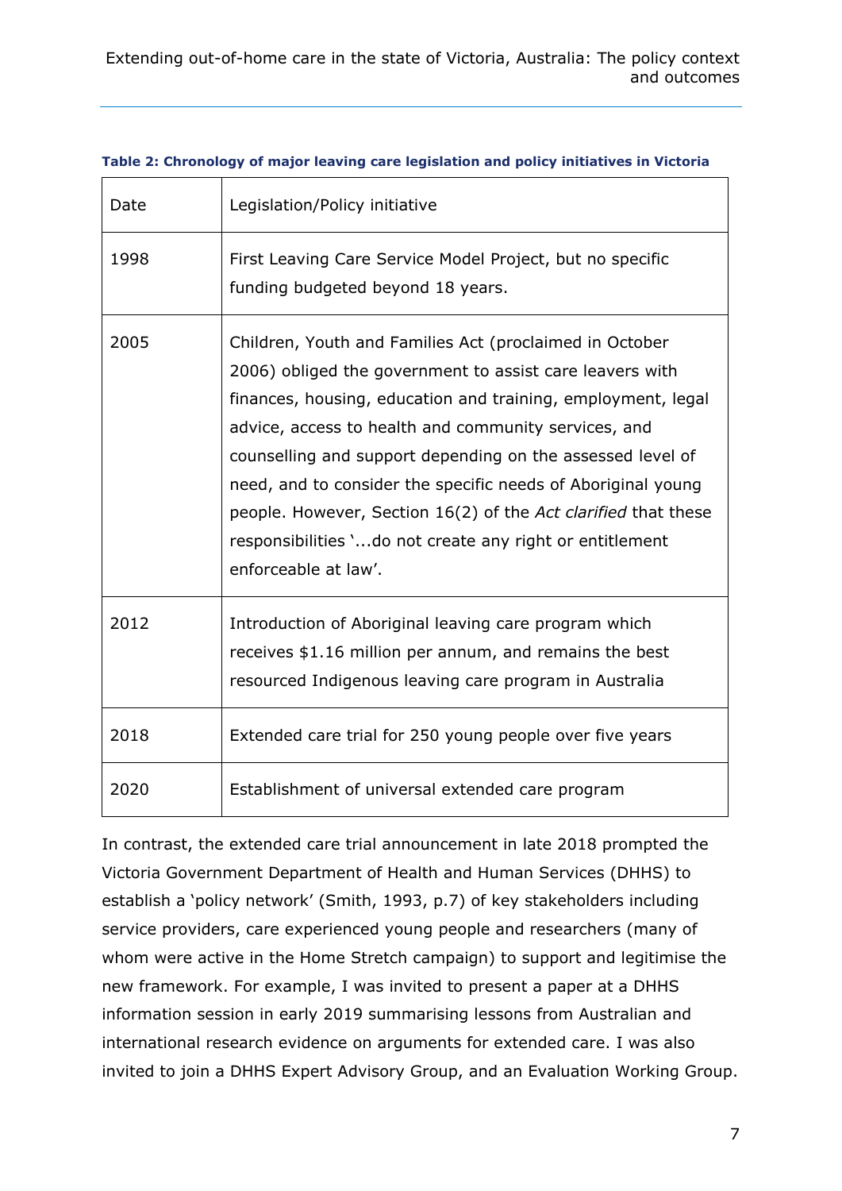**Table 2: Chronology of major leaving care legislation and policy initiatives in Victoria**

| Date | Legislation/Policy initiative |
|---|---|
| 1998 | First Leaving Care Service Model Project, but no specific funding budgeted beyond 18 years. |
| 2005 | Children, Youth and Families Act (proclaimed in October 2006) obliged the government to assist care leavers with finances, housing, education and training, employment, legal advice, access to health and community services, and counselling and support depending on the assessed level of need, and to consider the specific needs of Aboriginal young people. However, Section 16(2) of the *Act clarified* that these responsibilities '...do not create any right or entitlement enforceable at law'. |
| 2012 | Introduction of Aboriginal leaving care program which receives $1.16 million per annum, and remains the best resourced Indigenous leaving care program in Australia |
| 2018 | Extended care trial for 250 young people over five years |
| 2020 | Establishment of universal extended care program |

In contrast, the extended care trial announcement in late 2018 prompted the Victoria Government Department of Health and Human Services (DHHS) to establish a 'policy network' (Smith, 1993, p.7) of key stakeholders including service providers, care experienced young people and researchers (many of whom were active in the Home Stretch campaign) to support and legitimise the new framework. For example, I was invited to present a paper at a DHHS information session in early 2019 summarising lessons from Australian and international research evidence on arguments for extended care. I was also invited to join a DHHS Expert Advisory Group, and an Evaluation Working Group.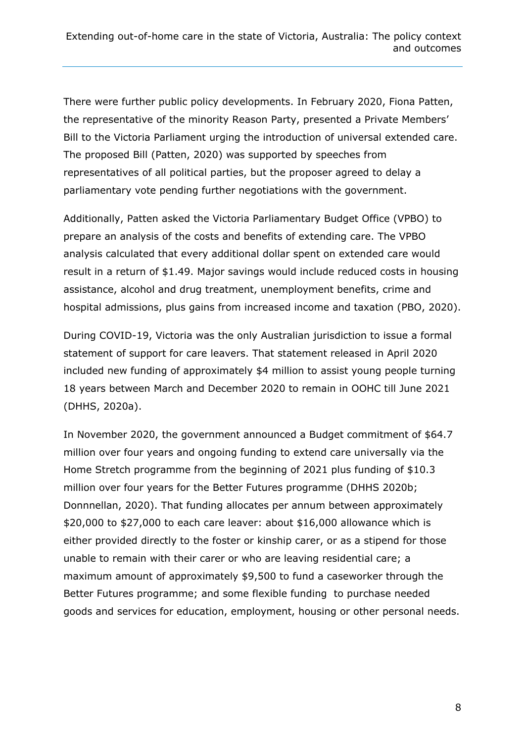There were further public policy developments. In February 2020, Fiona Patten, the representative of the minority Reason Party, presented a Private Members' Bill to the Victoria Parliament urging the introduction of universal extended care. The proposed Bill (Patten, 2020) was supported by speeches from representatives of all political parties, but the proposer agreed to delay a parliamentary vote pending further negotiations with the government.

Additionally, Patten asked the Victoria Parliamentary Budget Office (VPBO) to prepare an analysis of the costs and benefits of extending care. The VPBO analysis calculated that every additional dollar spent on extended care would result in a return of $1.49. Major savings would include reduced costs in housing assistance, alcohol and drug treatment, unemployment benefits, crime and hospital admissions, plus gains from increased income and taxation (PBO, 2020).

During COVID-19, Victoria was the only Australian jurisdiction to issue a formal statement of support for care leavers. That statement released in April 2020 included new funding of approximately $4 million to assist young people turning 18 years between March and December 2020 to remain in OOHC till June 2021 (DHHS, 2020a).

In November 2020, the government announced a Budget commitment of $64.7 million over four years and ongoing funding to extend care universally via the Home Stretch programme from the beginning of 2021 plus funding of $10.3 million over four years for the Better Futures programme (DHHS 2020b; Donnnellan, 2020). That funding allocates per annum between approximately $20,000 to $27,000 to each care leaver: about $16,000 allowance which is either provided directly to the foster or kinship carer, or as a stipend for those unable to remain with their carer or who are leaving residential care; a maximum amount of approximately $9,500 to fund a caseworker through the Better Futures programme; and some flexible funding to purchase needed goods and services for education, employment, housing or other personal needs.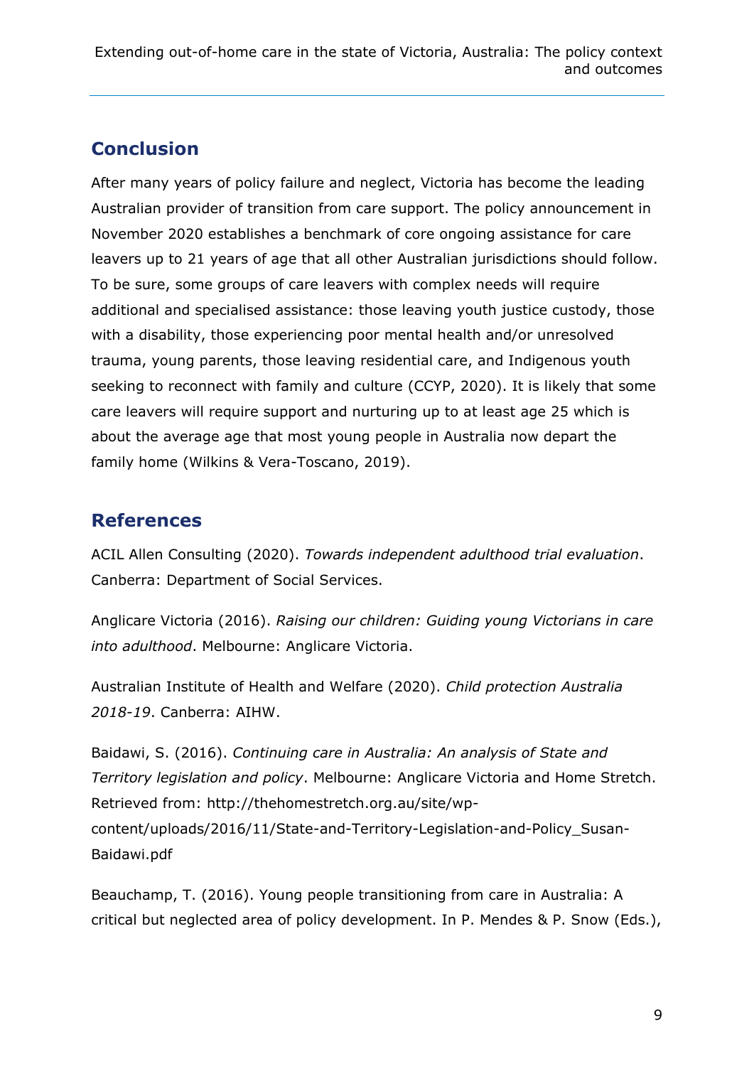## Conclusion

After many years of policy failure and neglect, Victoria has become the leading Australian provider of transition from care support. The policy announcement in November 2020 establishes a benchmark of core ongoing assistance for care leavers up to 21 years of age that all other Australian jurisdictions should follow. To be sure, some groups of care leavers with complex needs will require additional and specialised assistance: those leaving youth justice custody, those with a disability, those experiencing poor mental health and/or unresolved trauma, young parents, those leaving residential care, and Indigenous youth seeking to reconnect with family and culture (CCYP, 2020). It is likely that some care leavers will require support and nurturing up to at least age 25 which is about the average age that most young people in Australia now depart the family home (Wilkins & Vera-Toscano, 2019).

## References

ACIL Allen Consulting (2020). *Towards independent adulthood trial evaluation*. Canberra: Department of Social Services.

Anglicare Victoria (2016). *Raising our children: Guiding young Victorians in care into adulthood*. Melbourne: Anglicare Victoria.

Australian Institute of Health and Welfare (2020). *Child protection Australia 2018-19*. Canberra: AIHW.

Baidawi, S. (2016). *Continuing care in Australia: An analysis of State and Territory legislation and policy*. Melbourne: Anglicare Victoria and Home Stretch. Retrieved from: http://thehomestretch.org.au/site/wp-content/uploads/2016/11/State-and-Territory-Legislation-and-Policy_Susan-Baidawi.pdf

Beauchamp, T. (2016). Young people transitioning from care in Australia: A critical but neglected area of policy development. In P. Mendes & P. Snow (Eds.),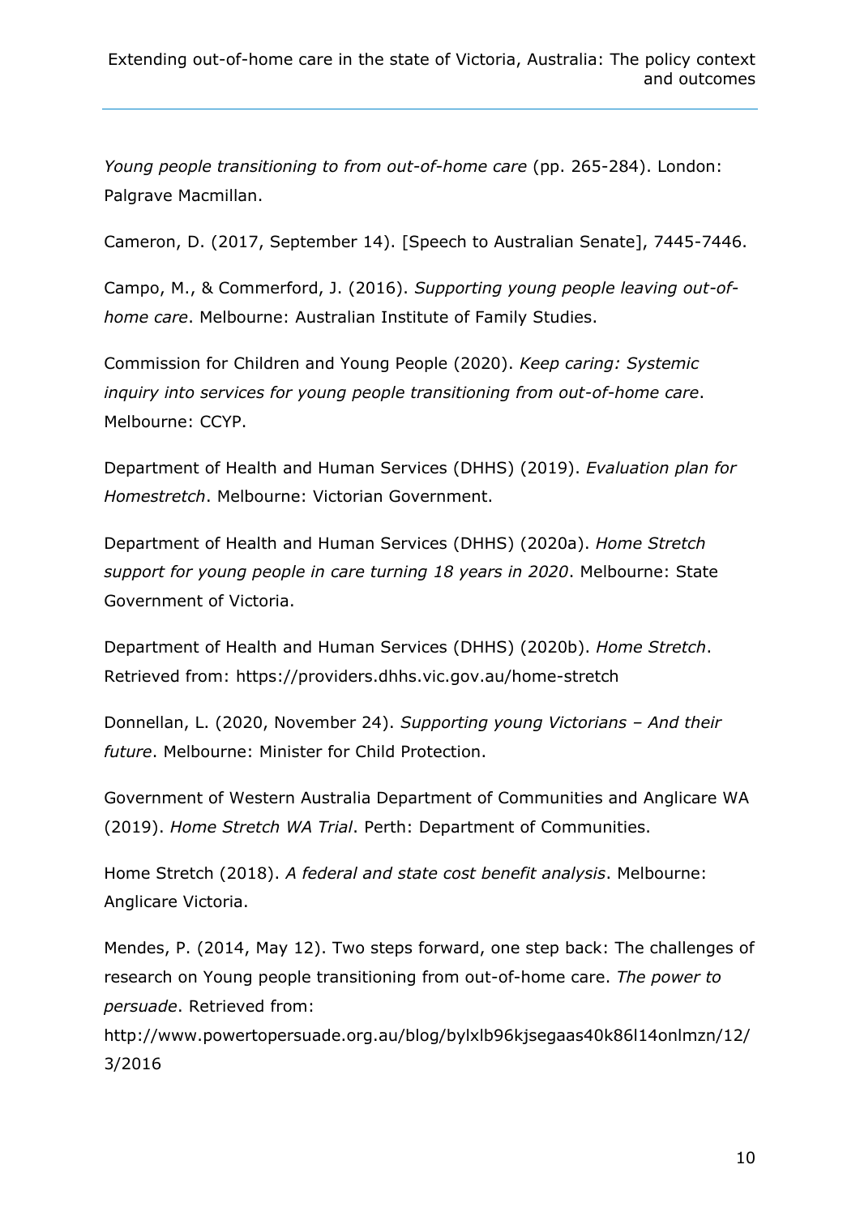*Young people transitioning to from out-of-home care* (pp. 265-284). London: Palgrave Macmillan.

Cameron, D. (2017, September 14). [Speech to Australian Senate], 7445-7446.

Campo, M., & Commerford, J. (2016). *Supporting young people leaving out-of-home care*. Melbourne: Australian Institute of Family Studies.

Commission for Children and Young People (2020). *Keep caring: Systemic inquiry into services for young people transitioning from out-of-home care*. Melbourne: CCYP.

Department of Health and Human Services (DHHS) (2019). *Evaluation plan for Homestretch*. Melbourne: Victorian Government.

Department of Health and Human Services (DHHS) (2020a). *Home Stretch support for young people in care turning 18 years in 2020*. Melbourne: State Government of Victoria.

Department of Health and Human Services (DHHS) (2020b). *Home Stretch*. Retrieved from: https://providers.dhhs.vic.gov.au/home-stretch

Donnellan, L. (2020, November 24). *Supporting young Victorians – And their future*. Melbourne: Minister for Child Protection.

Government of Western Australia Department of Communities and Anglicare WA (2019). *Home Stretch WA Trial*. Perth: Department of Communities.

Home Stretch (2018). *A federal and state cost benefit analysis*. Melbourne: Anglicare Victoria.

Mendes, P. (2014, May 12). Two steps forward, one step back: The challenges of research on Young people transitioning from out-of-home care. *The power to persuade*. Retrieved from: http://www.powertopersuade.org.au/blog/bylxlb96kjsegaas40k86l14onlmzn/12/3/2016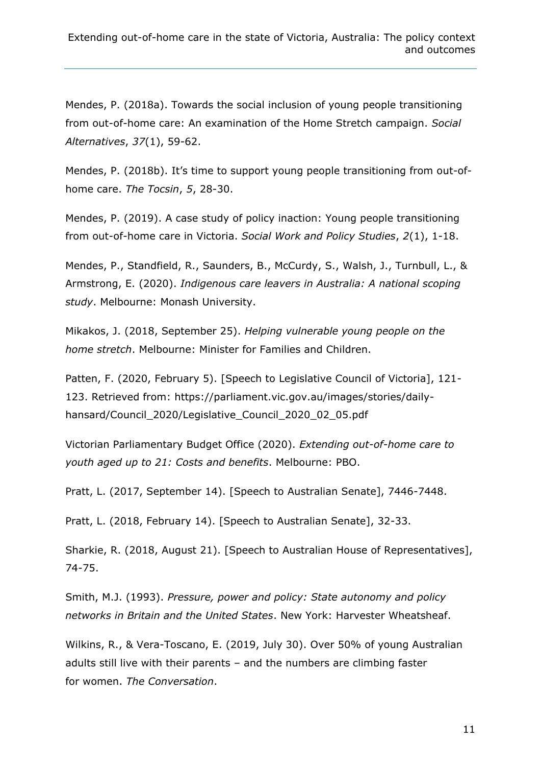Mendes, P. (2018a). Towards the social inclusion of young people transitioning from out-of-home care: An examination of the Home Stretch campaign. *Social Alternatives*, *37*(1), 59-62.

Mendes, P. (2018b). It's time to support young people transitioning from out-of-home care. *The Tocsin*, *5*, 28-30.

Mendes, P. (2019). A case study of policy inaction: Young people transitioning from out-of-home care in Victoria. *Social Work and Policy Studies*, *2*(1), 1-18.

Mendes, P., Standfield, R., Saunders, B., McCurdy, S., Walsh, J., Turnbull, L., & Armstrong, E. (2020). *Indigenous care leavers in Australia: A national scoping study*. Melbourne: Monash University.

Mikakos, J. (2018, September 25). *Helping vulnerable young people on the home stretch*. Melbourne: Minister for Families and Children.

Patten, F. (2020, February 5). [Speech to Legislative Council of Victoria], 121-123. Retrieved from: https://parliament.vic.gov.au/images/stories/daily-hansard/Council_2020/Legislative_Council_2020_02_05.pdf

Victorian Parliamentary Budget Office (2020). *Extending out-of-home care to youth aged up to 21: Costs and benefits*. Melbourne: PBO.

Pratt, L. (2017, September 14). [Speech to Australian Senate], 7446-7448.

Pratt, L. (2018, February 14). [Speech to Australian Senate], 32-33.

Sharkie, R. (2018, August 21). [Speech to Australian House of Representatives], 74-75.

Smith, M.J. (1993). *Pressure, power and policy: State autonomy and policy networks in Britain and the United States*. New York: Harvester Wheatsheaf.

Wilkins, R., & Vera-Toscano, E. (2019, July 30). Over 50% of young Australian adults still live with their parents – and the numbers are climbing faster for women. *The Conversation*.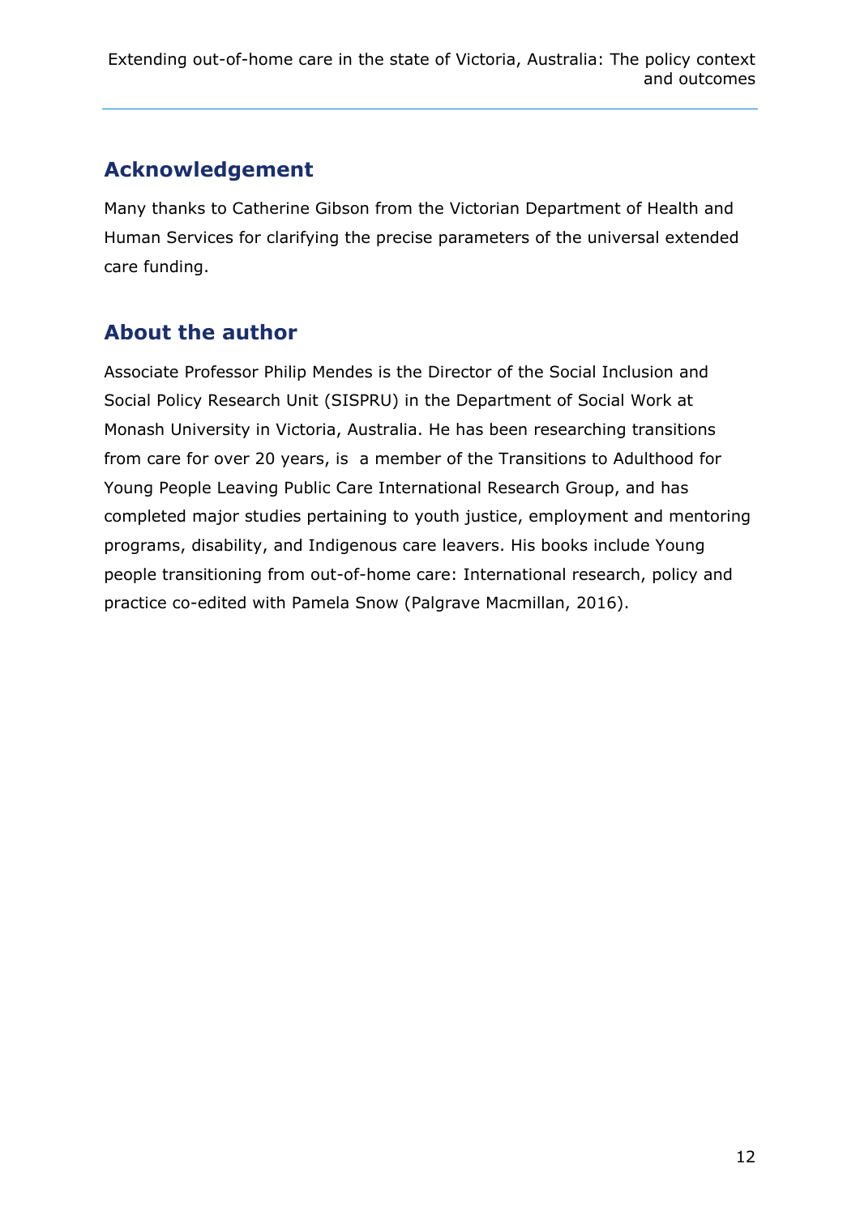## Acknowledgement

Many thanks to Catherine Gibson from the Victorian Department of Health and Human Services for clarifying the precise parameters of the universal extended care funding.

## About the author

Associate Professor Philip Mendes is the Director of the Social Inclusion and Social Policy Research Unit (SISPRU) in the Department of Social Work at Monash University in Victoria, Australia. He has been researching transitions from care for over 20 years, is  a member of the Transitions to Adulthood for Young People Leaving Public Care International Research Group, and has completed major studies pertaining to youth justice, employment and mentoring programs, disability, and Indigenous care leavers. His books include Young people transitioning from out-of-home care: International research, policy and practice co-edited with Pamela Snow (Palgrave Macmillan, 2016).